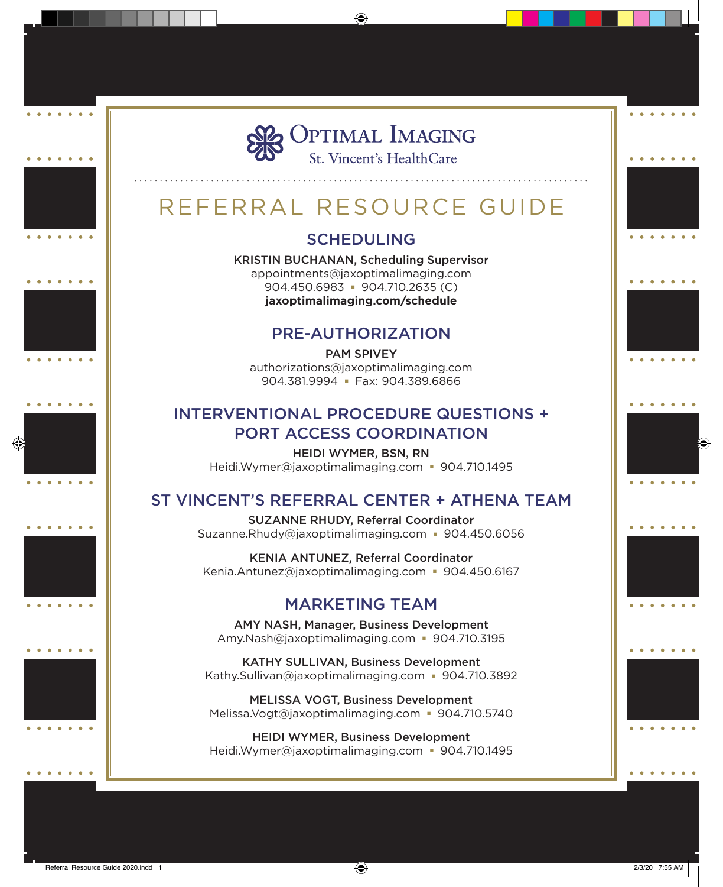OPTIMAL IMAGING
St. Vincent's HealthCare

# REFERRAL RESOURCE GUIDE

## SCHEDULING

KRISTIN BUCHANAN, Scheduling Supervisor
appointments@jaxoptimalimaging.com
904.450.6983 ▪ 904.710.2635 (C)
**jaxoptimalimaging.com/schedule**

## PRE-AUTHORIZATION

PAM SPIVEY
authorizations@jaxoptimalimaging.com
904.381.9994 ▪ Fax: 904.389.6866

## INTERVENTIONAL PROCEDURE QUESTIONS + PORT ACCESS COORDINATION

HEIDI WYMER, BSN, RN
Heidi.Wymer@jaxoptimalimaging.com ▪ 904.710.1495

## ST VINCENT'S REFERRAL CENTER + ATHENA TEAM

SUZANNE RHUDY, Referral Coordinator
Suzanne.Rhudy@jaxoptimalimaging.com ▪ 904.450.6056

KENIA ANTUNEZ, Referral Coordinator
Kenia.Antunez@jaxoptimalimaging.com ▪ 904.450.6167

## MARKETING TEAM

AMY NASH, Manager, Business Development
Amy.Nash@jaxoptimalimaging.com ▪ 904.710.3195

KATHY SULLIVAN, Business Development
Kathy.Sullivan@jaxoptimalimaging.com ▪ 904.710.3892

MELISSA VOGT, Business Development
Melissa.Vogt@jaxoptimalimaging.com ▪ 904.710.5740

HEIDI WYMER, Business Development
Heidi.Wymer@jaxoptimalimaging.com ▪ 904.710.1495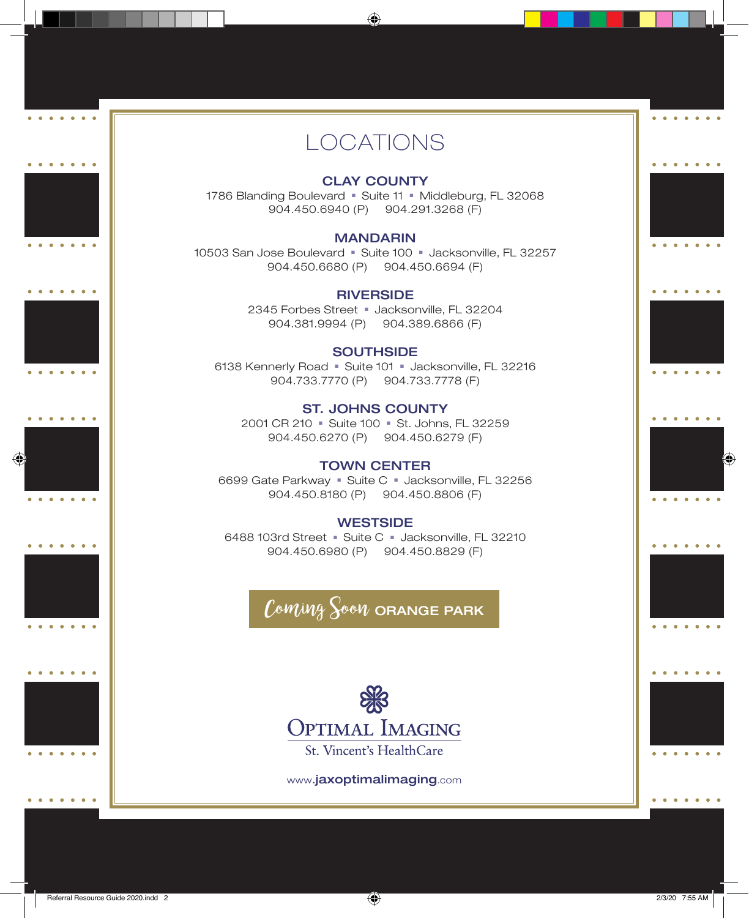# LOCATIONS

### CLAY COUNTY
1786 Blanding Boulevard ▪ Suite 11 ▪ Middleburg, FL 32068
904.450.6940 (P) 904.291.3268 (F)

### MANDARIN
10503 San Jose Boulevard ▪ Suite 100 ▪ Jacksonville, FL 32257
904.450.6680 (P) 904.450.6694 (F)

### RIVERSIDE
2345 Forbes Street ▪ Jacksonville, FL 32204
904.381.9994 (P) 904.389.6866 (F)

### SOUTHSIDE
6138 Kennerly Road ▪ Suite 101 ▪ Jacksonville, FL 32216
904.733.7770 (P) 904.733.7778 (F)

### ST. JOHNS COUNTY
2001 CR 210 ▪ Suite 100 ▪ St. Johns, FL 32259
904.450.6270 (P) 904.450.6279 (F)

### TOWN CENTER
6699 Gate Parkway ▪ Suite C ▪ Jacksonville, FL 32256
904.450.8180 (P) 904.450.8806 (F)

### WESTSIDE
6488 103rd Street ▪ Suite C ▪ Jacksonville, FL 32210
904.450.6980 (P) 904.450.8829 (F)

*Coming Soon* **ORANGE PARK**

OPTIMAL IMAGING
St. Vincent's HealthCare

www.**jaxoptimalimaging**.com